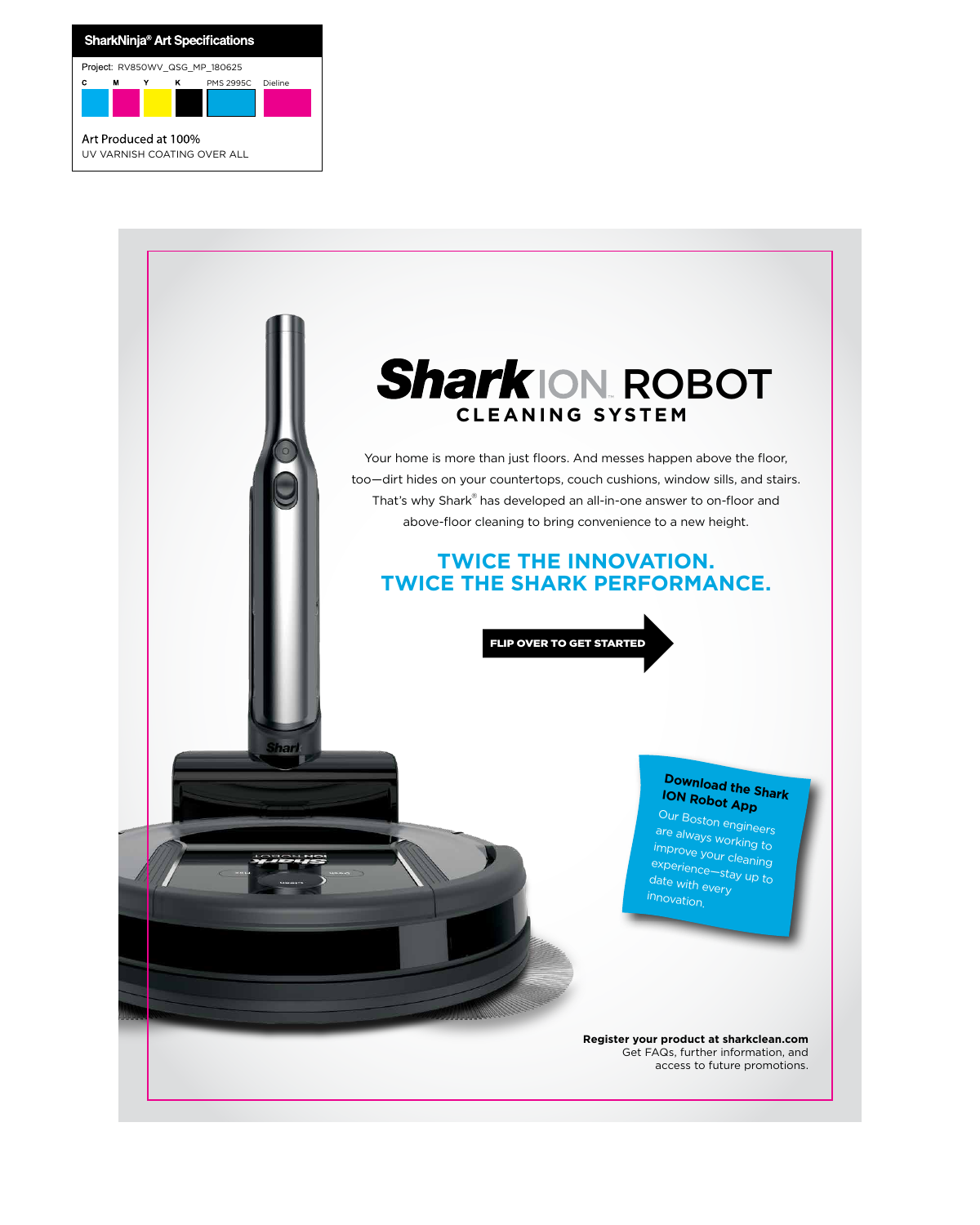**SharkNinja® Art Specifications**

Project: RV850WV_QSG_MP_180625

C M Y K PMS 2995C Dieline

Art Produced at 100%

UV VARNISH COATING OVER ALL

# Shark ION™ ROBOT
## CLEANING SYSTEM

Your home is more than just floors. And messes happen above the floor, too—dirt hides on your countertops, couch cushions, window sills, and stairs. That's why Shark® has developed an all-in-one answer to on-floor and above-floor cleaning to bring convenience to a new height.

## TWICE THE INNOVATION. TWICE THE SHARK PERFORMANCE.

**FLIP OVER TO GET STARTED**

**Download the Shark ION Robot App**

Our Boston engineers are always working to improve your cleaning experience—stay up to date with every innovation.

**Register your product at sharkclean.com**
Get FAQs, further information, and access to future promotions.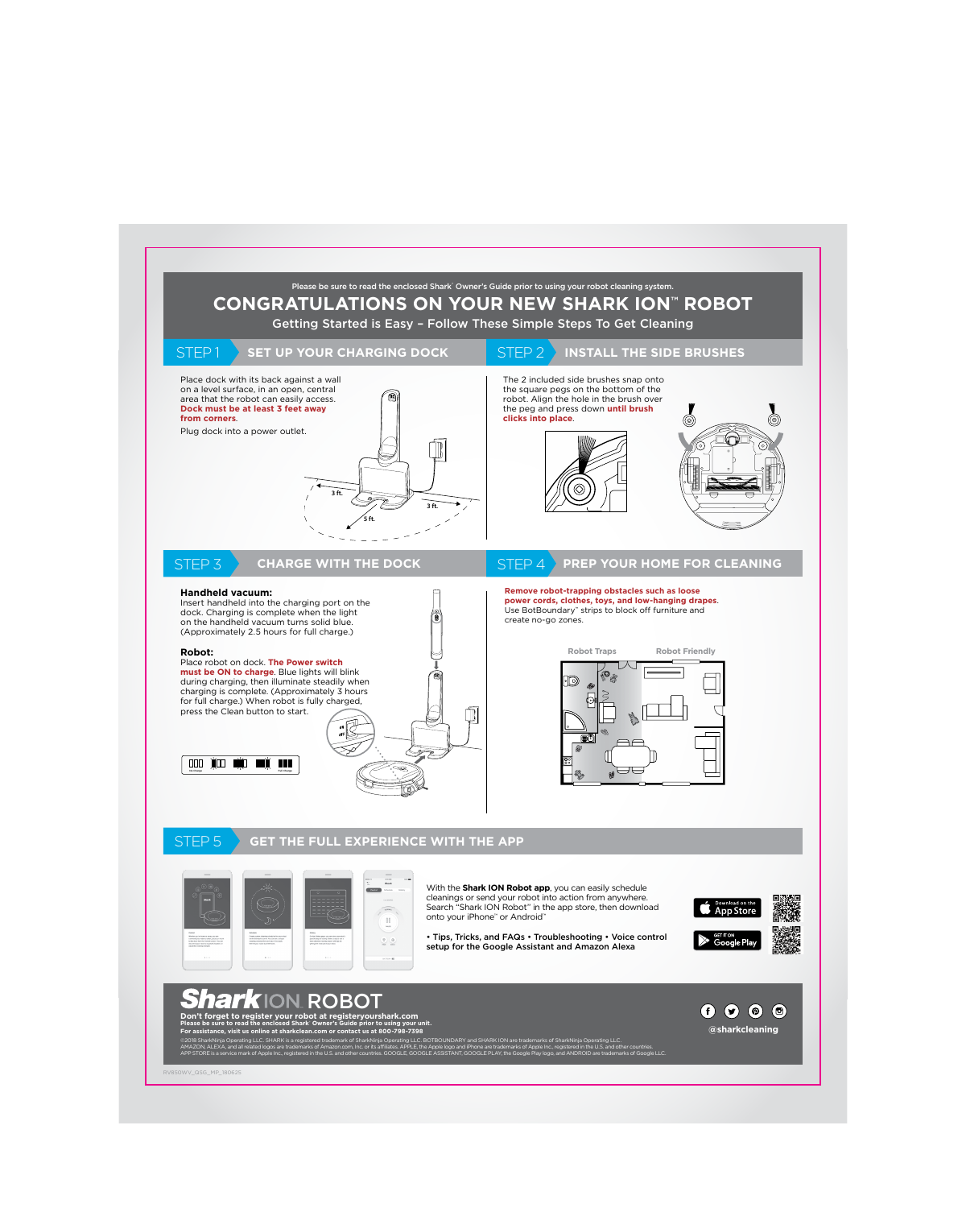Please be sure to read the enclosed Shark® Owner's Guide prior to using your robot cleaning system.

# CONGRATULATIONS ON YOUR NEW SHARK ION™ ROBOT

Getting Started is Easy – Follow These Simple Steps To Get Cleaning

## STEP 1 SET UP YOUR CHARGING DOCK

Place dock with its back against a wall on a level surface, in an open, central area that the robot can easily access. **Dock must be at least 3 feet away from corners.**

Plug dock into a power outlet.

3 ft.
3 ft.
5 ft.

## STEP 2 INSTALL THE SIDE BRUSHES

The 2 included side brushes snap onto the square pegs on the bottom of the robot. Align the hole in the brush over the peg and press down **until brush clicks into place.**

## STEP 3 CHARGE WITH THE DOCK

**Handheld vacuum:**
Insert handheld into the charging port on the dock. Charging is complete when the light on the handheld vacuum turns solid blue. (Approximately 2.5 hours for full charge.)

**Robot:**
Place robot on dock. **The Power switch must be ON to charge.** Blue lights will blink during charging, then illuminate steadily when charging is complete. (Approximately 3 hours for full charge.) When robot is fully charged, press the Clean button to start.

No charge
Full charge

## STEP 4 PREP YOUR HOME FOR CLEANING

**Remove robot-trapping obstacles such as loose power cords, clothes, toys, and low-hanging drapes.** Use BotBoundary™ strips to block off furniture and create no-go zones.

Robot Traps
Robot Friendly

## STEP 5 GET THE FULL EXPERIENCE WITH THE APP

With the **Shark ION Robot app**, you can easily schedule cleanings or send your robot into action from anywhere. Search "Shark ION Robot" in the app store, then download onto your iPhone® or Android™.

- Tips, Tricks, and FAQs • Troubleshooting • Voice control setup for the Google Assistant and Amazon Alexa

Download on the App Store
GET IT ON Google Play

**Shark ION ROBOT**

**Don't forget to register your robot at registeryourshark.com**
**Please be sure to read the enclosed Shark® Owner's Guide prior to using your unit.**
**For assistance, visit us online at sharkclean.com or contact us at 800-798-7398**

©2018 SharkNinja Operating LLC. SHARK is a registered trademark of SharkNinja Operating LLC. BOTBOUNDARY and SHARK ION are trademarks of SharkNinja Operating LLC.
AMAZON, ALEXA, and all related logos are trademarks of Amazon.com, Inc. or its affiliates. APPLE, the Apple logo and iPhone are trademarks of Apple Inc., registered in the U.S. and other countries.
APP STORE is a service mark of Apple Inc., registered in the U.S. and other countries. GOOGLE, GOOGLE ASSISTANT, GOOGLE PLAY, the Google Play logo, and ANDROID are trademarks of Google LLC.

@sharkcleaning

RV850WV_QSG_MP_180625